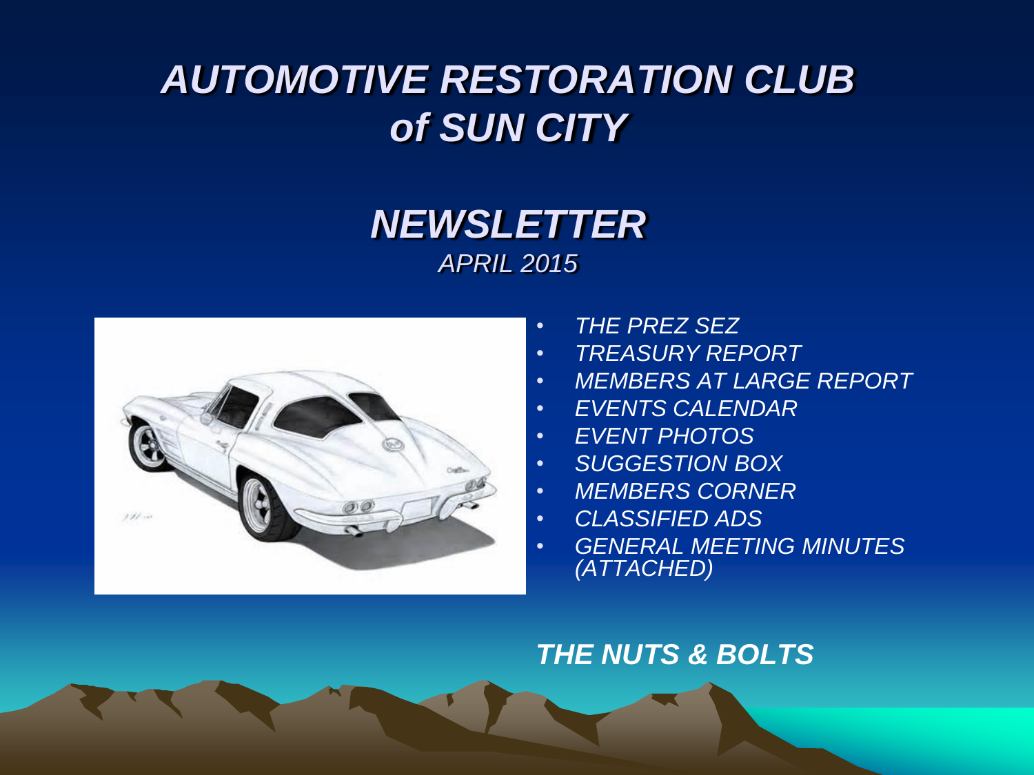# *AUTOMOTIVE RESTORATION CLUB of SUN CITY*

## *NEWSLETTER*

*APRIL 2015*

- *THE PREZ SEZ*
- *TREASURY REPORT*
- *MEMBERS AT LARGE REPORT*
- *EVENTS CALENDAR*
- *EVENT PHOTOS*
- *SUGGESTION BOX*
- *MEMBERS CORNER*
- *CLASSIFIED ADS*
- *GENERAL MEETING MINUTES (ATTACHED)*

***THE NUTS & BOLTS***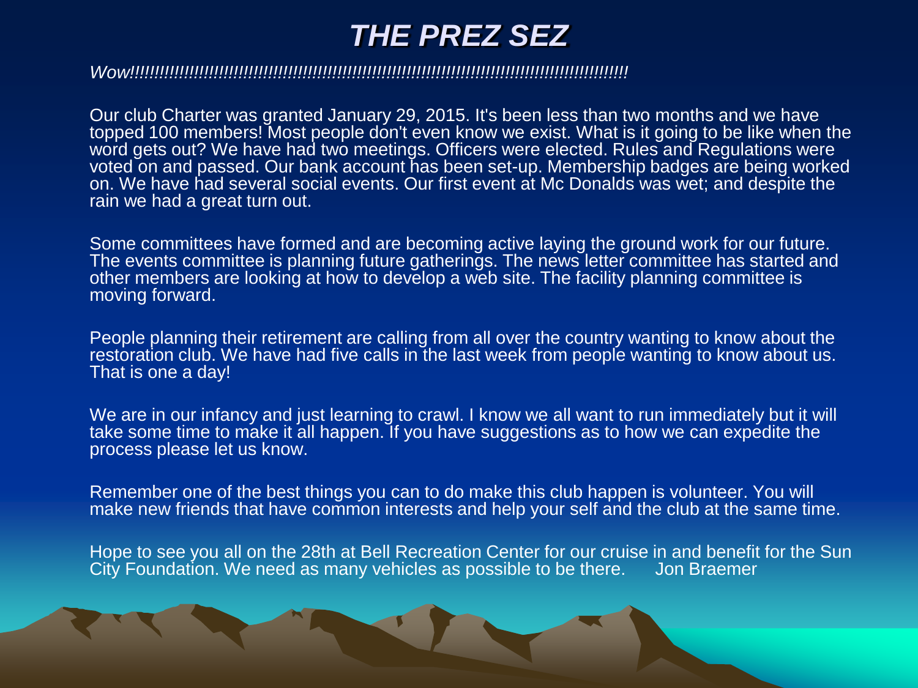# *THE PREZ SEZ*

*Wow!!!!!!!!!!!!!!!!!!!!!!!!!!!!!!!!!!!!!!!!!!!!!!!!!!!!!!!!!!!!!!!!!!!!!!!!!!!!!!!!!!!!!!!!!!!!!!!!!!!!!*

Our club Charter was granted January 29, 2015. It's been less than two months and we have topped 100 members! Most people don't even know we exist. What is it going to be like when the word gets out? We have had two meetings. Officers were elected. Rules and Regulations were voted on and passed. Our bank account has been set-up. Membership badges are being worked on. We have had several social events. Our first event at Mc Donalds was wet; and despite the rain we had a great turn out.

Some committees have formed and are becoming active laying the ground work for our future. The events committee is planning future gatherings. The news letter committee has started and other members are looking at how to develop a web site. The facility planning committee is moving forward.

People planning their retirement are calling from all over the country wanting to know about the restoration club. We have had five calls in the last week from people wanting to know about us. That is one a day!

We are in our infancy and just learning to crawl. I know we all want to run immediately but it will take some time to make it all happen. If you have suggestions as to how we can expedite the process please let us know.

Remember one of the best things you can to do make this club happen is volunteer. You will make new friends that have common interests and help your self and the club at the same time.

Hope to see you all on the 28th at Bell Recreation Center for our cruise in and benefit for the Sun City Foundation. We need as many vehicles as possible to be there. Jon Braemer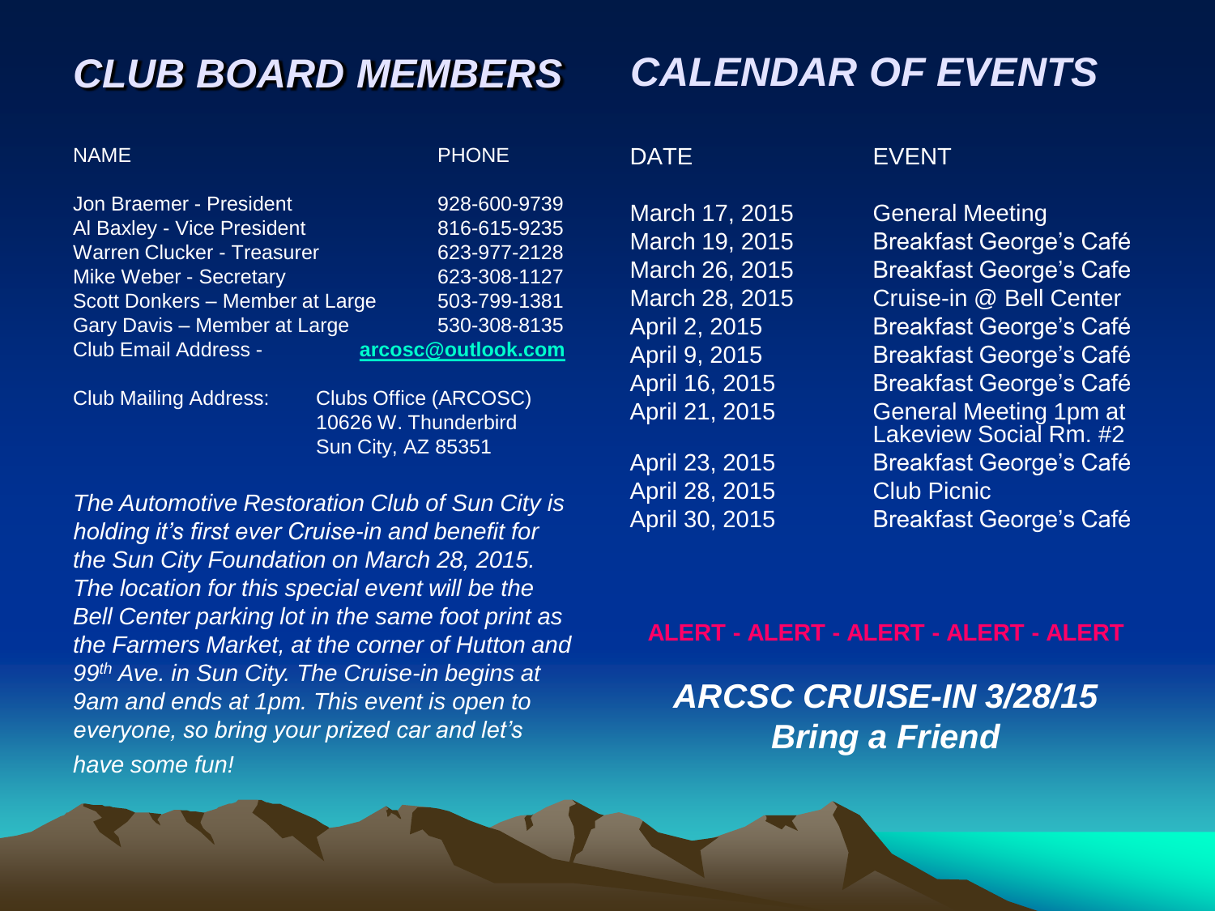## *CLUB BOARD MEMBERS*

| NAME | PHONE |
|---|---|
| Jon Braemer - President | 928-600-9739 |
| Al Baxley - Vice President | 816-615-9235 |
| Warren Clucker - Treasurer | 623-977-2128 |
| Mike Weber - Secretary | 623-308-1127 |
| Scott Donkers – Member at Large | 503-799-1381 |
| Gary Davis – Member at Large | 530-308-8135 |
| Club Email Address - | **arcosc@outlook.com** |

Club Mailing Address: Clubs Office (ARCOSC)
10626 W. Thunderbird
Sun City, AZ 85351

*The Automotive Restoration Club of Sun City is holding it's first ever Cruise-in and benefit for the Sun City Foundation on March 28, 2015. The location for this special event will be the Bell Center parking lot in the same foot print as the Farmers Market, at the corner of Hutton and 99th Ave. in Sun City. The Cruise-in begins at 9am and ends at 1pm. This event is open to everyone, so bring your prized car and let's have some fun!*

## *CALENDAR OF EVENTS*

| DATE | EVENT |
|---|---|
| March 17, 2015 | General Meeting |
| March 19, 2015 | Breakfast George's Café |
| March 26, 2015 | Breakfast George's Cafe |
| March 28, 2015 | Cruise-in @ Bell Center |
| April 2, 2015 | Breakfast George's Café |
| April 9, 2015 | Breakfast George's Café |
| April 16, 2015 | Breakfast George's Café |
| April 21, 2015 | General Meeting 1pm at Lakeview Social Rm. #2 |
| April 23, 2015 | Breakfast George's Café |
| April 28, 2015 | Club Picnic |
| April 30, 2015 | Breakfast George's Café |

**ALERT - ALERT - ALERT - ALERT - ALERT**

***ARCSC CRUISE-IN 3/28/15***
***Bring a Friend***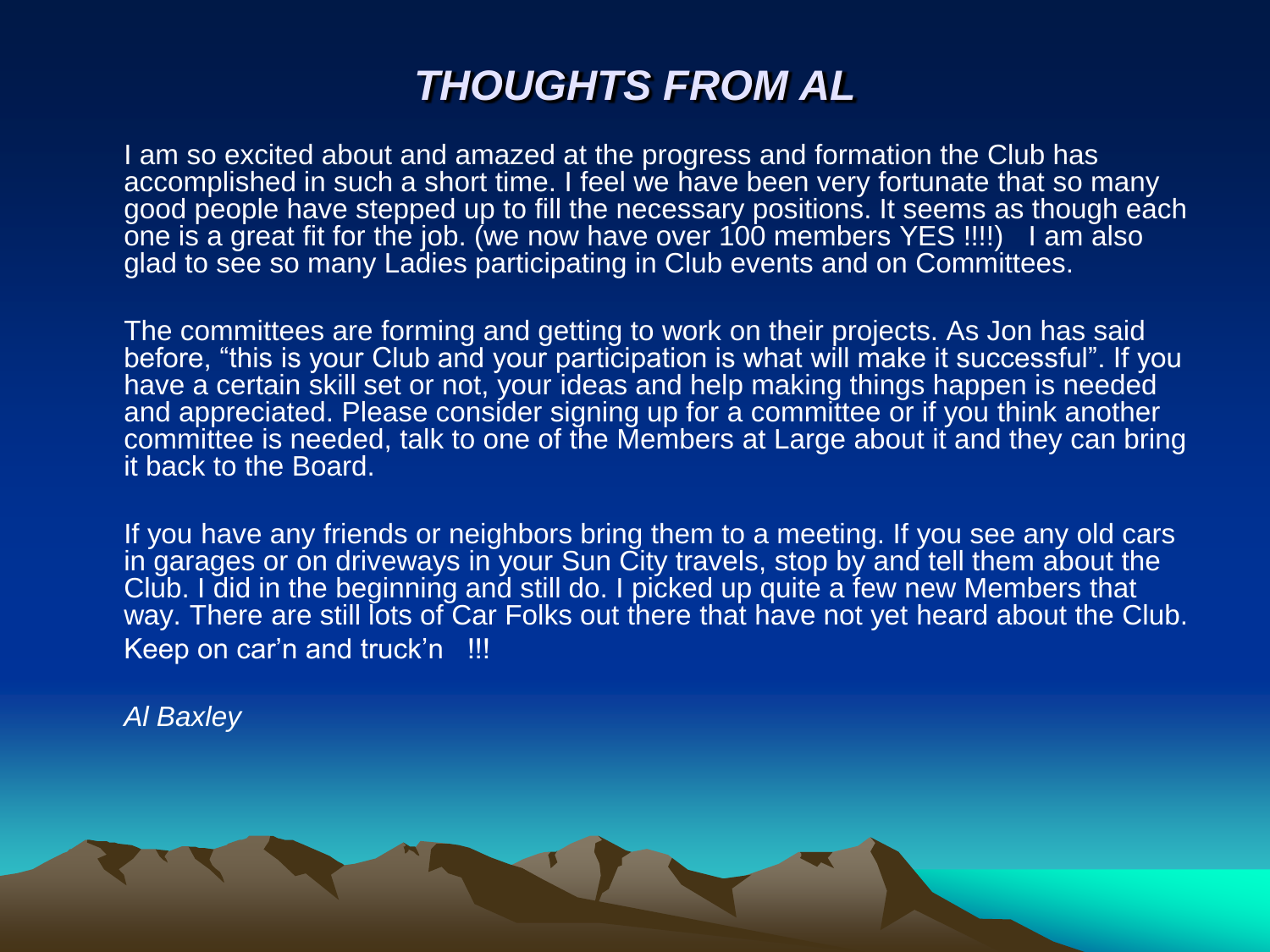# *THOUGHTS FROM AL*

I am so excited about and amazed at the progress and formation the Club has accomplished in such a short time. I feel we have been very fortunate that so many good people have stepped up to fill the necessary positions. It seems as though each one is a great fit for the job. (we now have over 100 members YES !!!!)   I am also glad to see so many Ladies participating in Club events and on Committees.

The committees are forming and getting to work on their projects. As Jon has said before, "this is your Club and your participation is what will make it successful". If you have a certain skill set or not, your ideas and help making things happen is needed and appreciated. Please consider signing up for a committee or if you think another committee is needed, talk to one of the Members at Large about it and they can bring it back to the Board.

If you have any friends or neighbors bring them to a meeting. If you see any old cars in garages or on driveways in your Sun City travels, stop by and tell them about the Club. I did in the beginning and still do. I picked up quite a few new Members that way. There are still lots of Car Folks out there that have not yet heard about the Club. Keep on car'n and truck'n   !!!

*Al Baxley*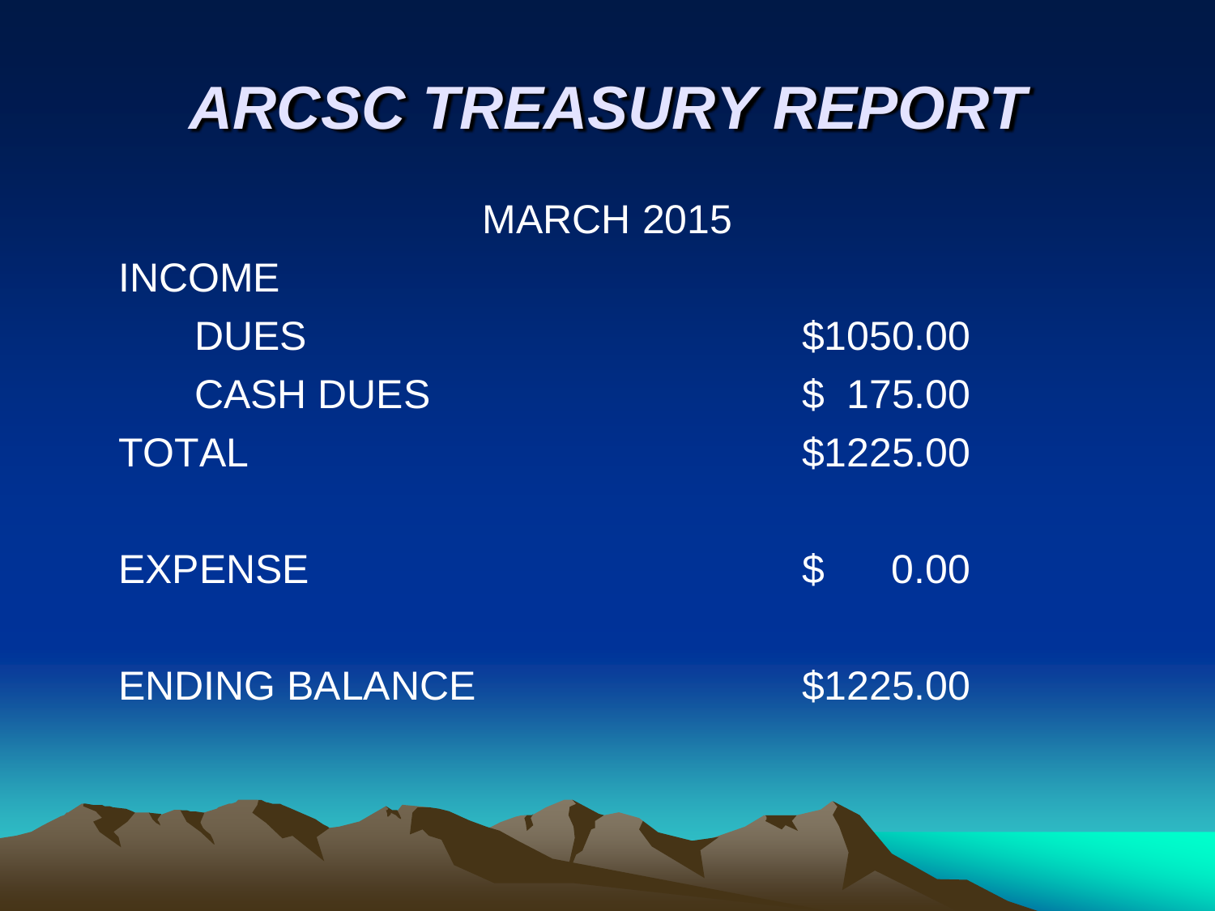# *ARCSC TREASURY REPORT*

MARCH 2015

| | |
|---|---|
| INCOME | |
| DUES | $1050.00 |
| CASH DUES | $ 175.00 |
| TOTAL | $1225.00 |
| | |
| EXPENSE | $ 0.00 |
| | |
| ENDING BALANCE | $1225.00 |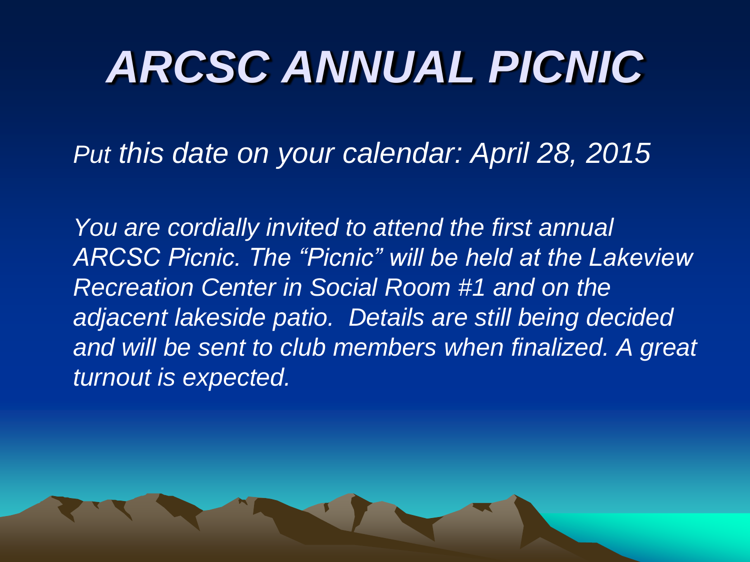# *ARCSC ANNUAL PICNIC*

*Put this date on your calendar: April 28, 2015*

*You are cordially invited to attend the first annual ARCSC Picnic. The "Picnic" will be held at the Lakeview Recreation Center in Social Room #1 and on the adjacent lakeside patio. Details are still being decided and will be sent to club members when finalized. A great turnout is expected.*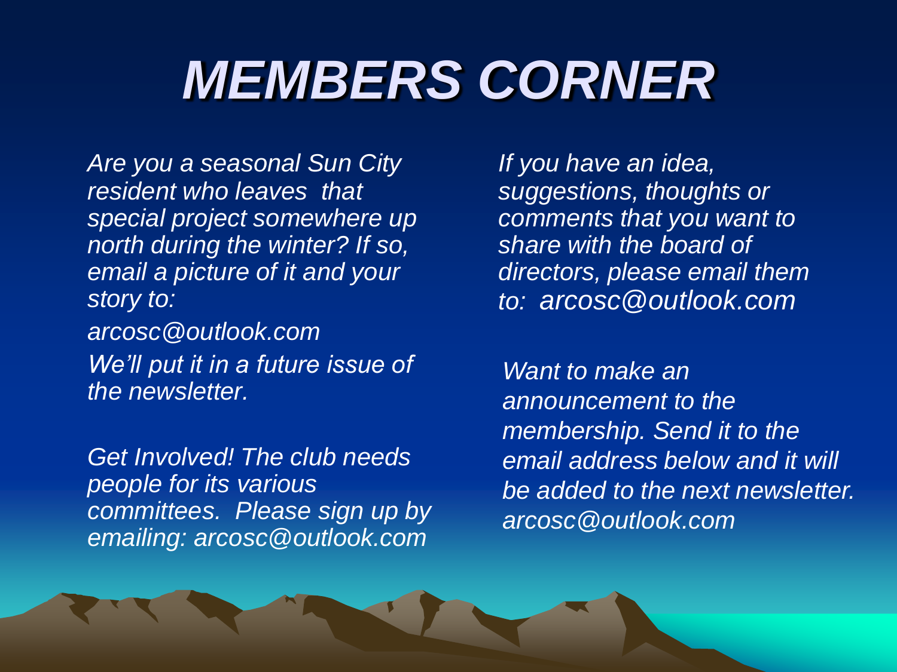# *MEMBERS CORNER*

*Are you a seasonal Sun City resident who leaves that special project somewhere up north during the winter? If so, email a picture of it and your story to:*

*arcosc@outlook.com*

*We'll put it in a future issue of the newsletter.*

*Get Involved! The club needs people for its various committees. Please sign up by emailing: arcosc@outlook.com*

*If you have an idea, suggestions, thoughts or comments that you want to share with the board of directors, please email them to: arcosc@outlook.com*

*Want to make an announcement to the membership. Send it to the email address below and it will be added to the next newsletter. arcosc@outlook.com*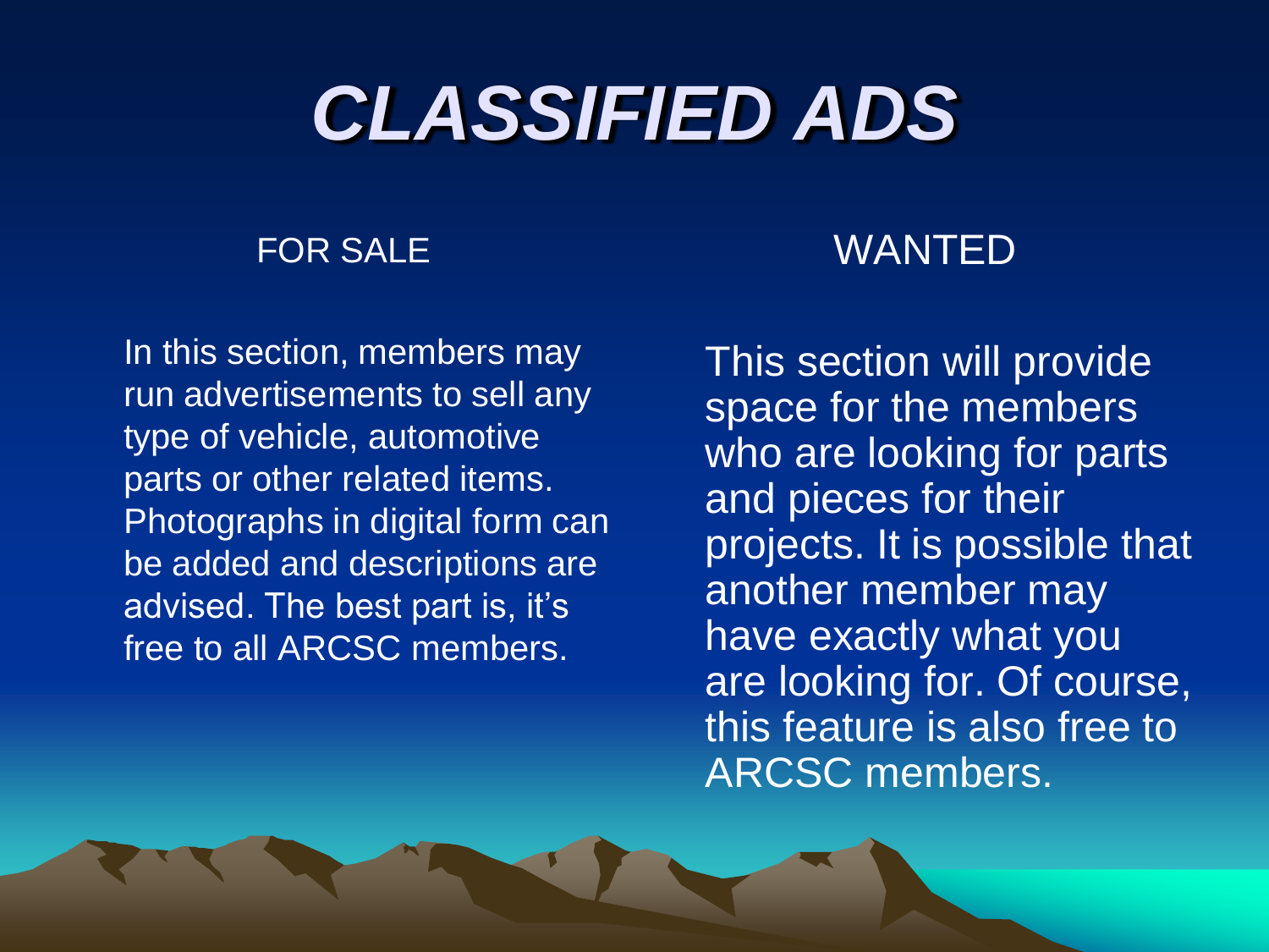# *CLASSIFIED ADS*

## FOR SALE

In this section, members may run advertisements to sell any type of vehicle, automotive parts or other related items. Photographs in digital form can be added and descriptions are advised. The best part is, it's free to all ARCSC members.

## WANTED

This section will provide space for the members who are looking for parts and pieces for their projects. It is possible that another member may have exactly what you are looking for. Of course, this feature is also free to ARCSC members.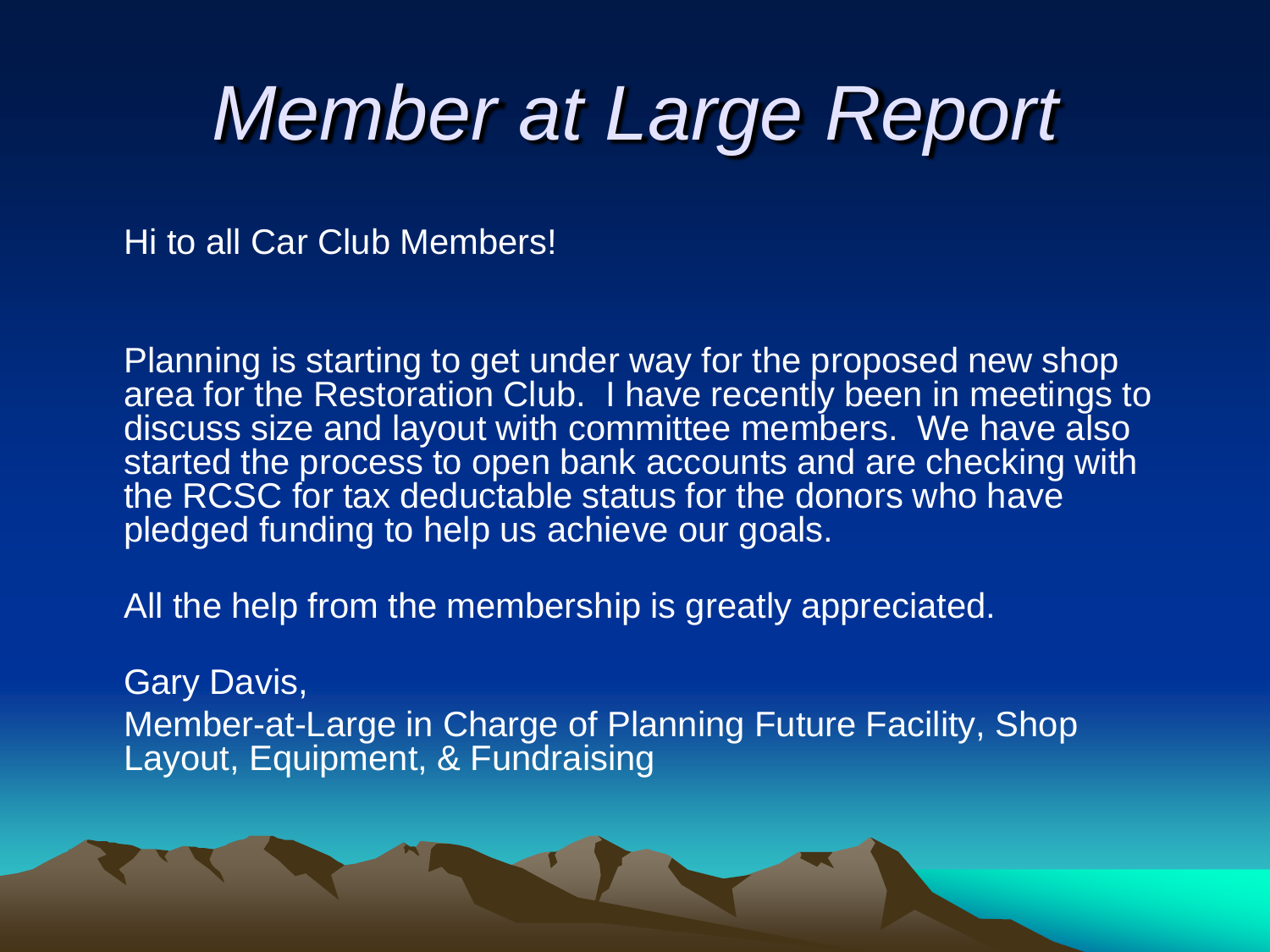# *Member at Large Report*

Hi to all Car Club Members!

Planning is starting to get under way for the proposed new shop area for the Restoration Club. I have recently been in meetings to discuss size and layout with committee members. We have also started the process to open bank accounts and are checking with the RCSC for tax deductable status for the donors who have pledged funding to help us achieve our goals.

All the help from the membership is greatly appreciated.

Gary Davis,

Member-at-Large in Charge of Planning Future Facility, Shop Layout, Equipment, & Fundraising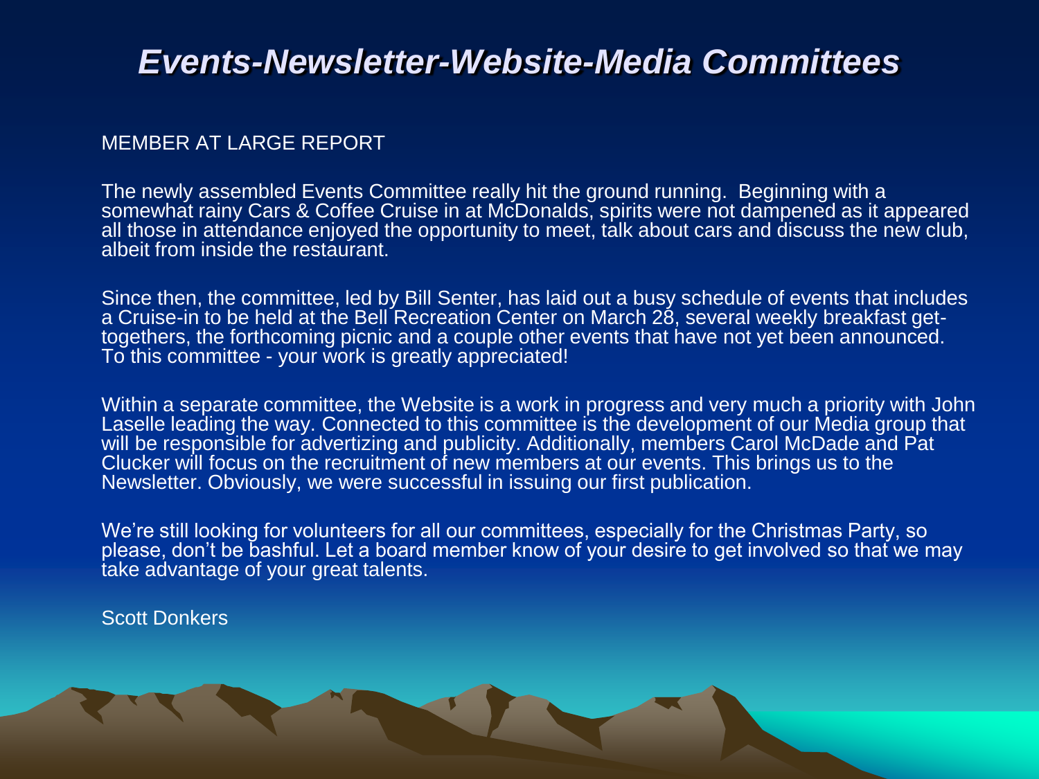# *Events-Newsletter-Website-Media Committees*

MEMBER AT LARGE REPORT

The newly assembled Events Committee really hit the ground running. Beginning with a somewhat rainy Cars & Coffee Cruise in at McDonalds, spirits were not dampened as it appeared all those in attendance enjoyed the opportunity to meet, talk about cars and discuss the new club, albeit from inside the restaurant.

Since then, the committee, led by Bill Senter, has laid out a busy schedule of events that includes a Cruise-in to be held at the Bell Recreation Center on March 28, several weekly breakfast get-togethers, the forthcoming picnic and a couple other events that have not yet been announced. To this committee - your work is greatly appreciated!

Within a separate committee, the Website is a work in progress and very much a priority with John Laselle leading the way. Connected to this committee is the development of our Media group that will be responsible for advertizing and publicity. Additionally, members Carol McDade and Pat Clucker will focus on the recruitment of new members at our events. This brings us to the Newsletter. Obviously, we were successful in issuing our first publication.

We're still looking for volunteers for all our committees, especially for the Christmas Party, so please, don't be bashful. Let a board member know of your desire to get involved so that we may take advantage of your great talents.

Scott Donkers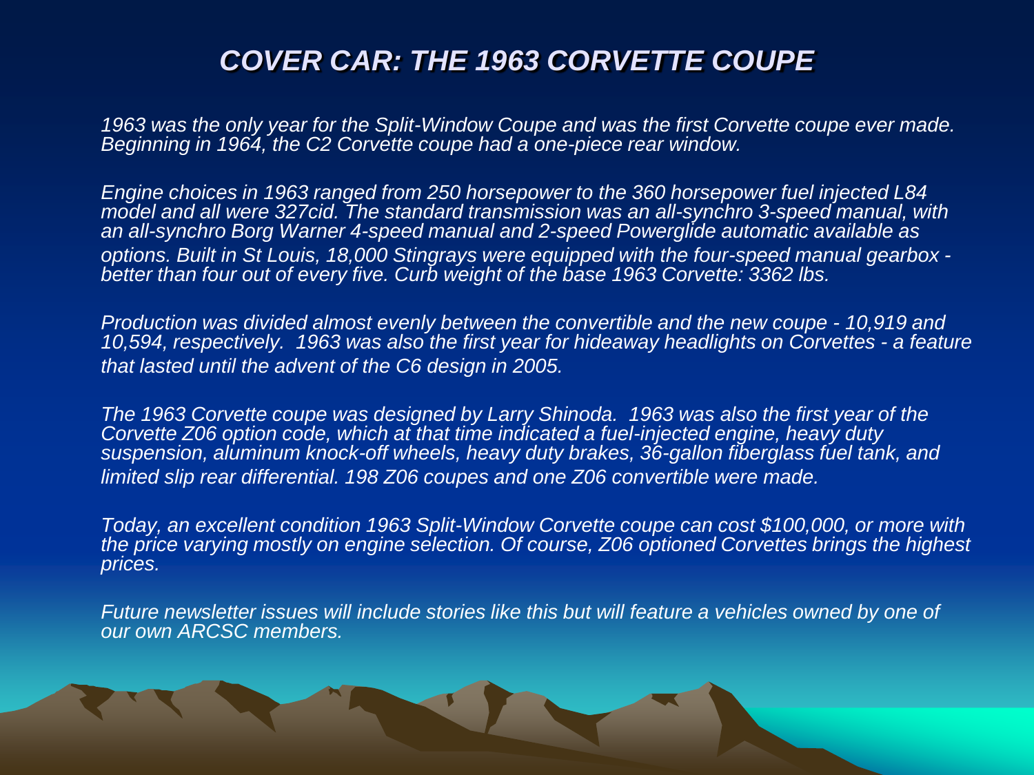# *COVER CAR: THE 1963 CORVETTE COUPE*

*1963 was the only year for the Split-Window Coupe and was the first Corvette coupe ever made. Beginning in 1964, the C2 Corvette coupe had a one-piece rear window.*

*Engine choices in 1963 ranged from 250 horsepower to the 360 horsepower fuel injected L84 model and all were 327cid. The standard transmission was an all-synchro 3-speed manual, with an all-synchro Borg Warner 4-speed manual and 2-speed Powerglide automatic available as options. Built in St Louis, 18,000 Stingrays were equipped with the four-speed manual gearbox - better than four out of every five. Curb weight of the base 1963 Corvette: 3362 lbs.*

*Production was divided almost evenly between the convertible and the new coupe - 10,919 and 10,594, respectively. 1963 was also the first year for hideaway headlights on Corvettes - a feature that lasted until the advent of the C6 design in 2005.*

*The 1963 Corvette coupe was designed by Larry Shinoda. 1963 was also the first year of the Corvette Z06 option code, which at that time indicated a fuel-injected engine, heavy duty suspension, aluminum knock-off wheels, heavy duty brakes, 36-gallon fiberglass fuel tank, and limited slip rear differential. 198 Z06 coupes and one Z06 convertible were made.*

*Today, an excellent condition 1963 Split-Window Corvette coupe can cost $100,000, or more with the price varying mostly on engine selection. Of course, Z06 optioned Corvettes brings the highest prices.*

*Future newsletter issues will include stories like this but will feature a vehicles owned by one of our own ARCSC members.*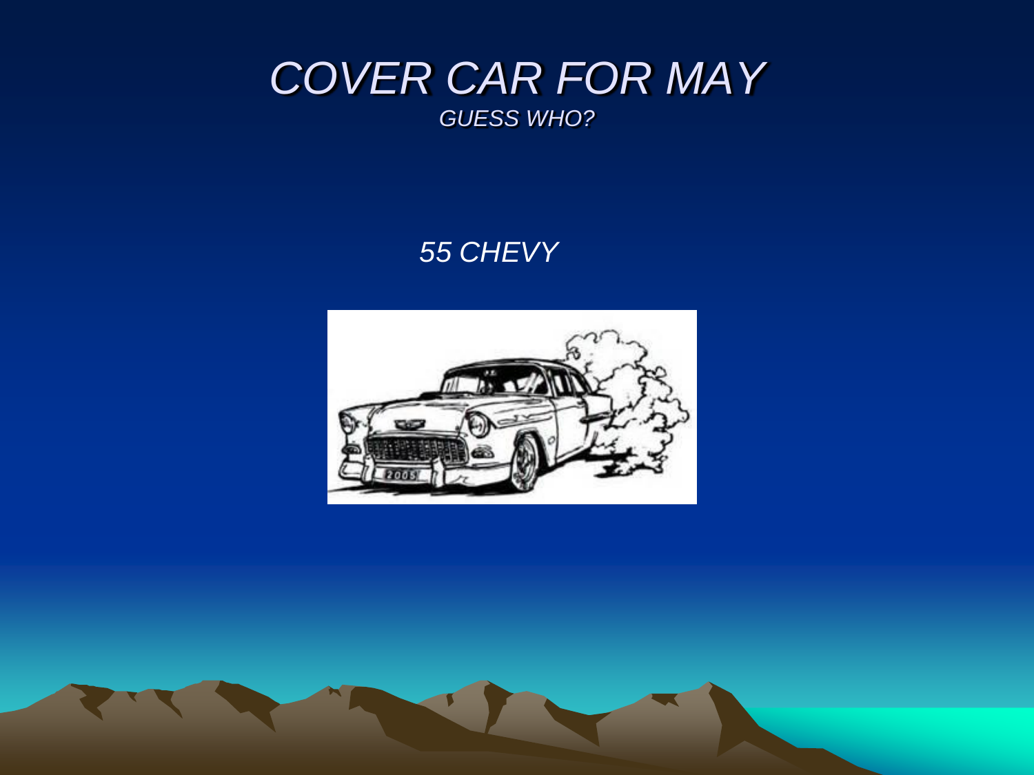# *COVER CAR FOR MAY*

*GUESS WHO?*

*55 CHEVY*